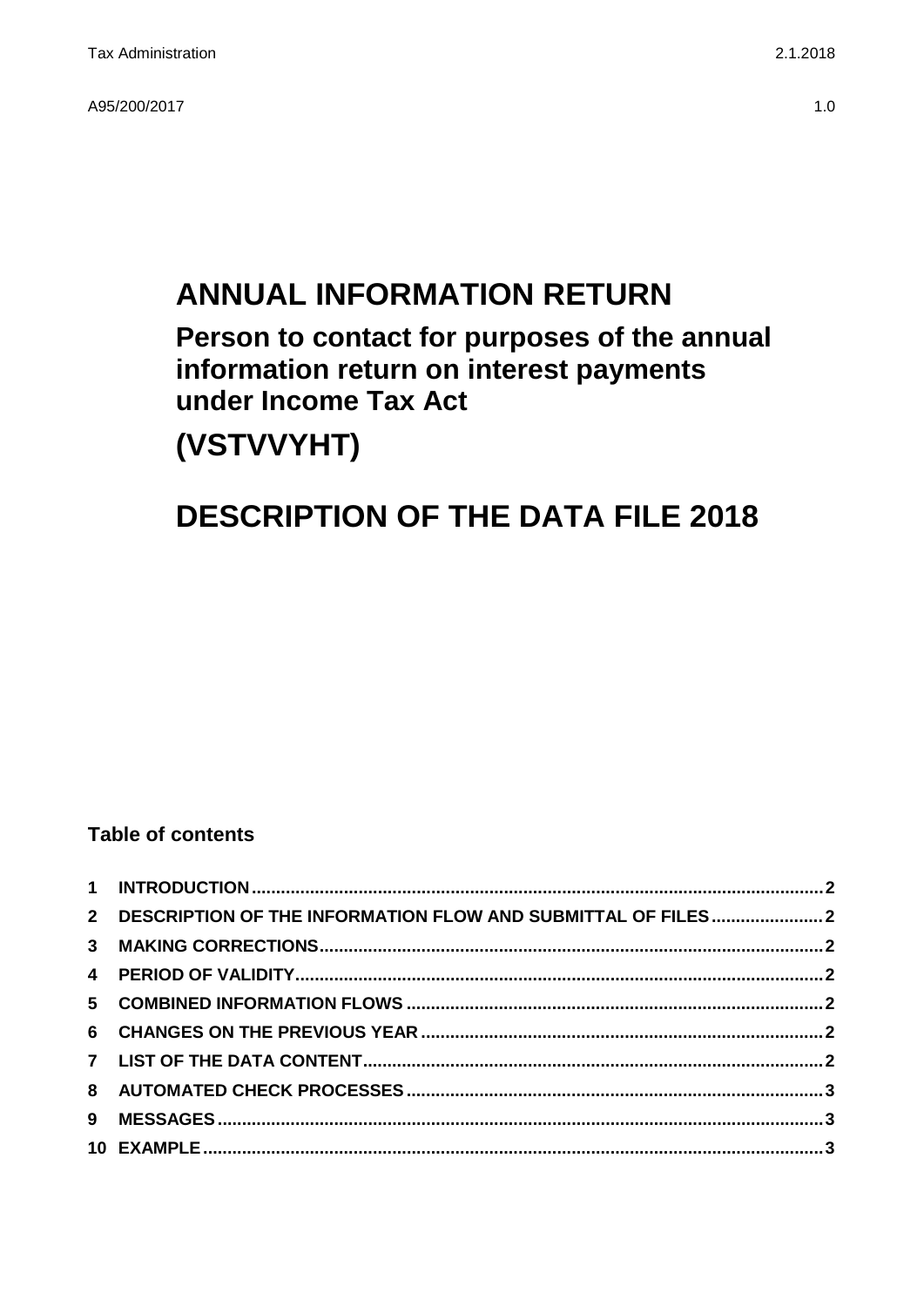Tax Administration 2.1.2018

A95/200/2017 1.0

# ANNUAL INFORMATION RETURN

## Person to contact for purposes of the annual information return on interest payments under Income Tax Act

# (VSTVVYHT)

# DESCRIPTION OF THE DATA FILE 2018

**Table of contents**

| | | |
|---|---|---|
| 1 | INTRODUCTION | 2 |
| 2 | DESCRIPTION OF THE INFORMATION FLOW AND SUBMITTAL OF FILES | 2 |
| 3 | MAKING CORRECTIONS | 2 |
| 4 | PERIOD OF VALIDITY | 2 |
| 5 | COMBINED INFORMATION FLOWS | 2 |
| 6 | CHANGES ON THE PREVIOUS YEAR | 2 |
| 7 | LIST OF THE DATA CONTENT | 2 |
| 8 | AUTOMATED CHECK PROCESSES | 3 |
| 9 | MESSAGES | 3 |
| 10 | EXAMPLE | 3 |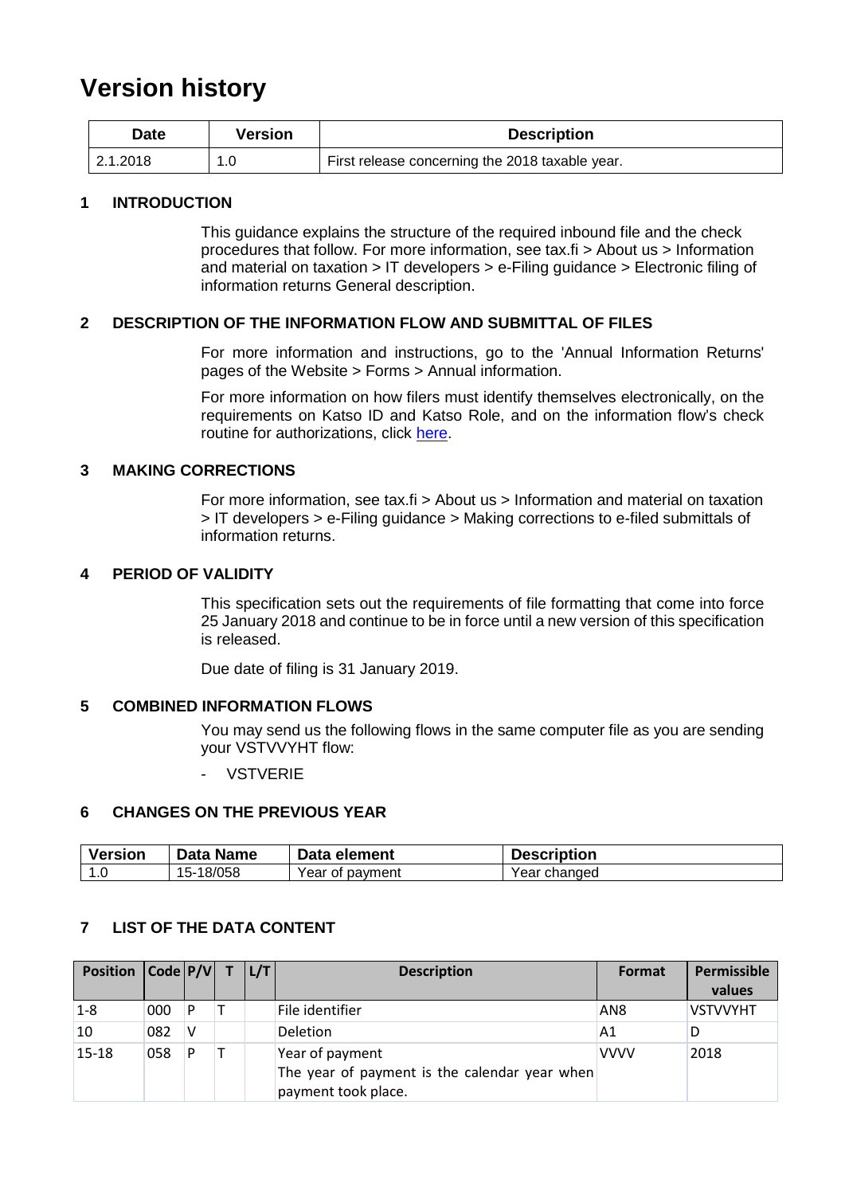# Version history

| Date | Version | Description |
| --- | --- | --- |
| 2.1.2018 | 1.0 | First release concerning the 2018 taxable year. |

## 1 INTRODUCTION

This guidance explains the structure of the required inbound file and the check procedures that follow. For more information, see tax.fi > About us > Information and material on taxation > IT developers > e-Filing guidance > Electronic filing of information returns General description.

## 2 DESCRIPTION OF THE INFORMATION FLOW AND SUBMITTAL OF FILES

For more information and instructions, go to the 'Annual Information Returns' pages of the Website > Forms > Annual information.

For more information on how filers must identify themselves electronically, on the requirements on Katso ID and Katso Role, and on the information flow's check routine for authorizations, click here.

## 3 MAKING CORRECTIONS

For more information, see tax.fi > About us > Information and material on taxation > IT developers > e-Filing guidance > Making corrections to e-filed submittals of information returns.

## 4 PERIOD OF VALIDITY

This specification sets out the requirements of file formatting that come into force 25 January 2018 and continue to be in force until a new version of this specification is released.

Due date of filing is 31 January 2019.

## 5 COMBINED INFORMATION FLOWS

You may send us the following flows in the same computer file as you are sending your VSTVVYHT flow:

- VSTVERIE

## 6 CHANGES ON THE PREVIOUS YEAR

| Version | Data Name | Data element | Description |
| --- | --- | --- | --- |
| 1.0 | 15-18/058 | Year of payment | Year changed |

## 7 LIST OF THE DATA CONTENT

| Position | Code | P/V | T | L/T | Description | Format | Permissible values |
| --- | --- | --- | --- | --- | --- | --- | --- |
| 1-8 | 000 | P | T | | File identifier | AN8 | VSTVVYHT |
| 10 | 082 | V | | | Deletion | A1 | D |
| 15-18 | 058 | P | T | | Year of payment<br>The year of payment is the calendar year when payment took place. | VVVV | 2018 |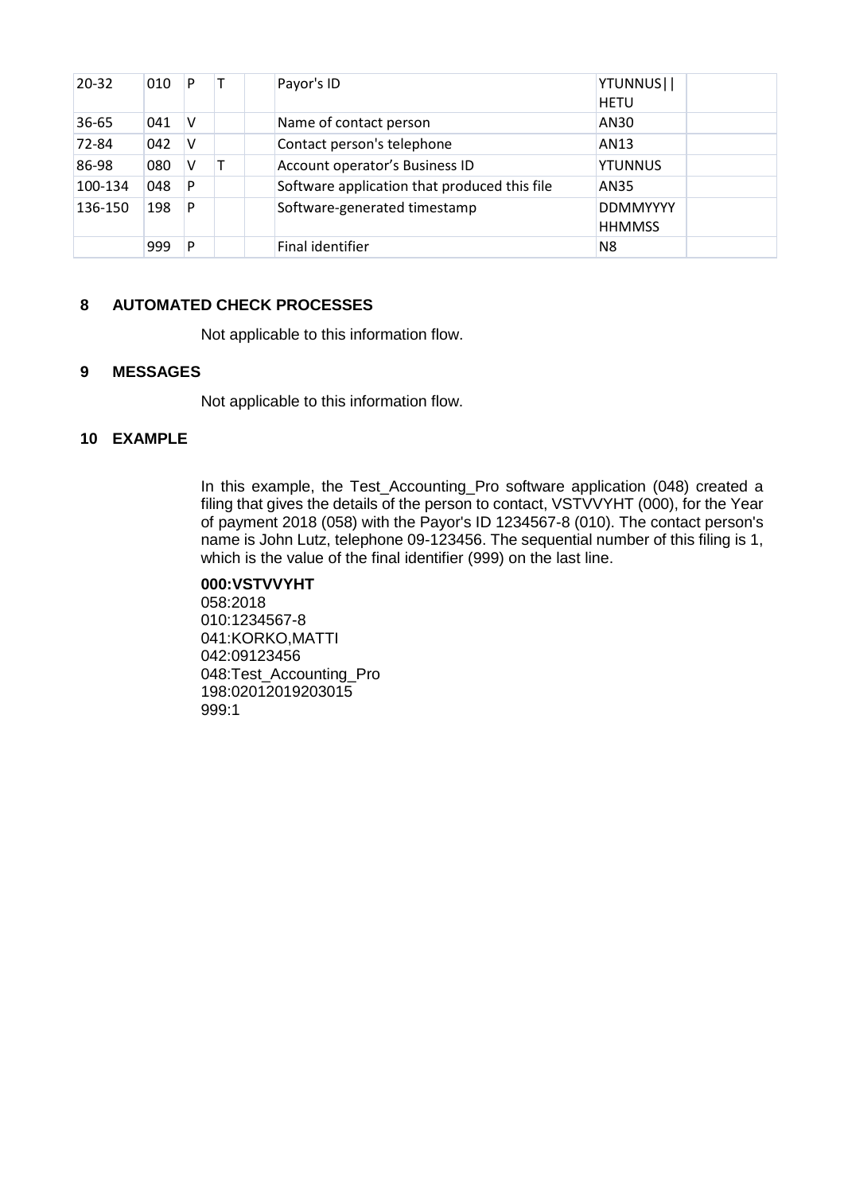| | | | | | | | |
|---|---|---|---|---|---|---|---|
| 20-32 | 010 | P | T | | Payor's ID | YTUNNUS\|\| HETU | |
| 36-65 | 041 | V | | | Name of contact person | AN30 | |
| 72-84 | 042 | V | | | Contact person's telephone | AN13 | |
| 86-98 | 080 | V | T | | Account operator's Business ID | YTUNNUS | |
| 100-134 | 048 | P | | | Software application that produced this file | AN35 | |
| 136-150 | 198 | P | | | Software-generated timestamp | DDMMYYYY HHMMSS | |
| | 999 | P | | | Final identifier | N8 | |

## 8 AUTOMATED CHECK PROCESSES

Not applicable to this information flow.

## 9 MESSAGES

Not applicable to this information flow.

## 10 EXAMPLE

In this example, the Test_Accounting_Pro software application (048) created a filing that gives the details of the person to contact, VSTVVYHT (000), for the Year of payment 2018 (058) with the Payor's ID 1234567-8 (010). The contact person's name is John Lutz, telephone 09-123456. The sequential number of this filing is 1, which is the value of the final identifier (999) on the last line.

**000:VSTVVYHT**
058:2018
010:1234567-8
041:KORKO,MATTI
042:09123456
048:Test_Accounting_Pro
198:02012019203015
999:1